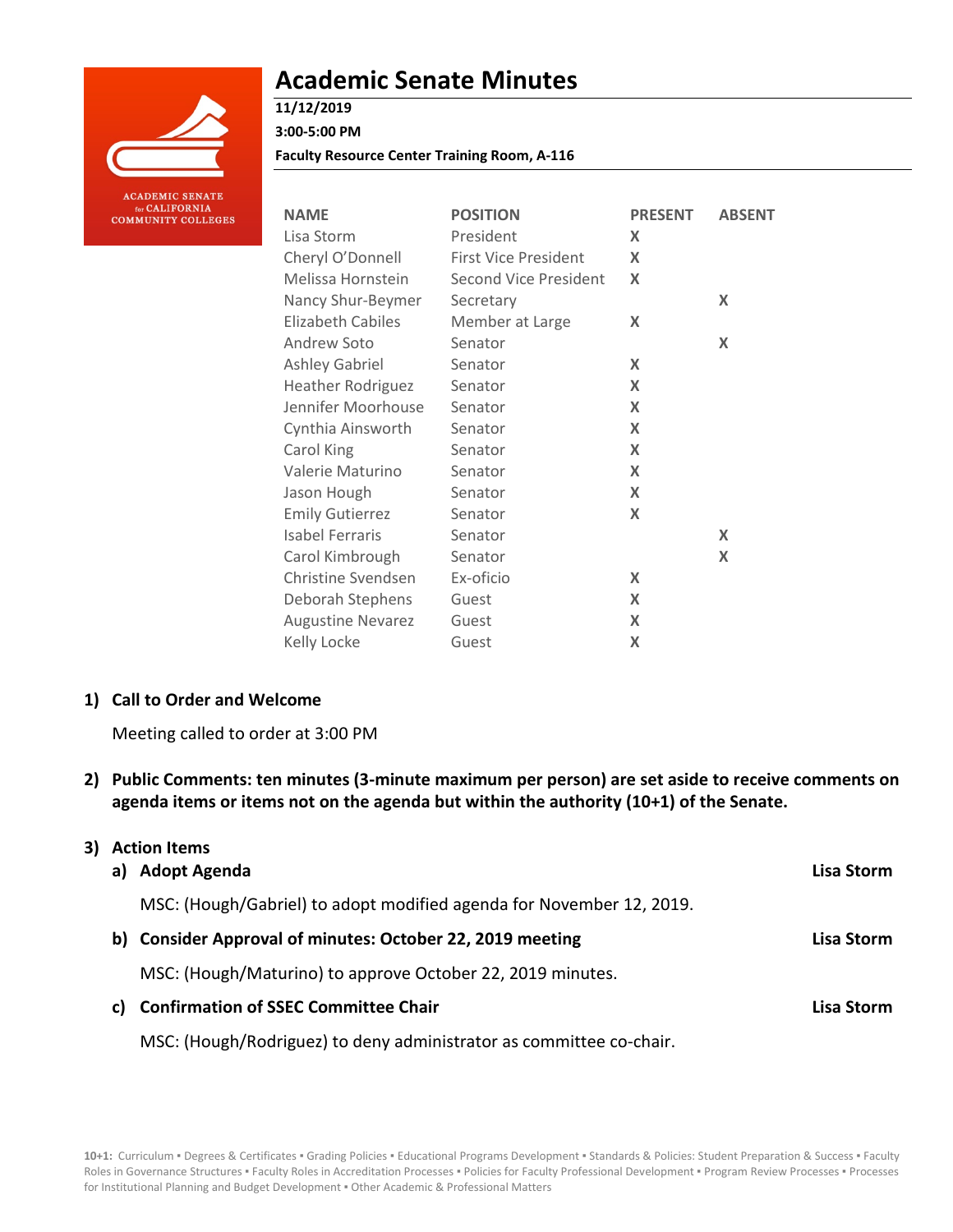# Academic Senate Minutes

**11/12/2019**

**3:00-5:00 PM**

**Faculty Resource Center Training Room, A-116**

| NAME | POSITION | PRESENT | ABSENT |
|---|---|---|---|
| Lisa Storm | President | X | |
| Cheryl O'Donnell | First Vice President | X | |
| Melissa Hornstein | Second Vice President | X | |
| Nancy Shur-Beymer | Secretary | | X |
| Elizabeth Cabiles | Member at Large | X | |
| Andrew Soto | Senator | | X |
| Ashley Gabriel | Senator | X | |
| Heather Rodriguez | Senator | X | |
| Jennifer Moorhouse | Senator | X | |
| Cynthia Ainsworth | Senator | X | |
| Carol King | Senator | X | |
| Valerie Maturino | Senator | X | |
| Jason Hough | Senator | X | |
| Emily Gutierrez | Senator | X | |
| Isabel Ferraris | Senator | | X |
| Carol Kimbrough | Senator | | X |
| Christine Svendsen | Ex-oficio | X | |
| Deborah Stephens | Guest | X | |
| Augustine Nevarez | Guest | X | |
| Kelly Locke | Guest | X | |

## 1) Call to Order and Welcome

Meeting called to order at 3:00 PM

## 2) Public Comments: ten minutes (3-minute maximum per person) are set aside to receive comments on agenda items or items not on the agenda but within the authority (10+1) of the Senate.

## 3) Action Items

### a) Adopt Agenda — Lisa Storm

MSC: (Hough/Gabriel) to adopt modified agenda for November 12, 2019.

### b) Consider Approval of minutes: October 22, 2019 meeting — Lisa Storm

MSC: (Hough/Maturino) to approve October 22, 2019 minutes.

### c) Confirmation of SSEC Committee Chair — Lisa Storm

MSC: (Hough/Rodriguez) to deny administrator as committee co-chair.

**10+1:** Curriculum ▪ Degrees & Certificates ▪ Grading Policies ▪ Educational Programs Development ▪ Standards & Policies: Student Preparation & Success ▪ Faculty Roles in Governance Structures ▪ Faculty Roles in Accreditation Processes ▪ Policies for Faculty Professional Development ▪ Program Review Processes ▪ Processes for Institutional Planning and Budget Development ▪ Other Academic & Professional Matters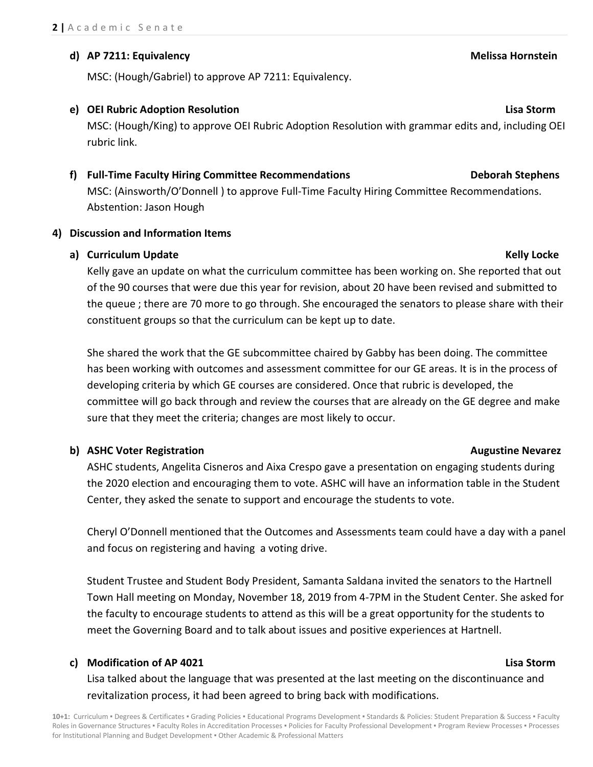**d) AP 7211: Equivalency** **Melissa Hornstein**

MSC: (Hough/Gabriel) to approve AP 7211: Equivalency.

**e) OEI Rubric Adoption Resolution** **Lisa Storm**

MSC: (Hough/King) to approve OEI Rubric Adoption Resolution with grammar edits and, including OEI rubric link.

**f) Full-Time Faculty Hiring Committee Recommendations** **Deborah Stephens**

MSC: (Ainsworth/O'Donnell ) to approve Full-Time Faculty Hiring Committee Recommendations. Abstention: Jason Hough

**4) Discussion and Information Items**

**a) Curriculum Update** **Kelly Locke**

Kelly gave an update on what the curriculum committee has been working on. She reported that out of the 90 courses that were due this year for revision, about 20 have been revised and submitted to the queue ; there are 70 more to go through. She encouraged the senators to please share with their constituent groups so that the curriculum can be kept up to date.

She shared the work that the GE subcommittee chaired by Gabby has been doing. The committee has been working with outcomes and assessment committee for our GE areas. It is in the process of developing criteria by which GE courses are considered. Once that rubric is developed, the committee will go back through and review the courses that are already on the GE degree and make sure that they meet the criteria; changes are most likely to occur.

**b) ASHC Voter Registration** **Augustine Nevarez**

ASHC students, Angelita Cisneros and Aixa Crespo gave a presentation on engaging students during the 2020 election and encouraging them to vote. ASHC will have an information table in the Student Center, they asked the senate to support and encourage the students to vote.

Cheryl O'Donnell mentioned that the Outcomes and Assessments team could have a day with a panel and focus on registering and having a voting drive.

Student Trustee and Student Body President, Samanta Saldana invited the senators to the Hartnell Town Hall meeting on Monday, November 18, 2019 from 4-7PM in the Student Center. She asked for the faculty to encourage students to attend as this will be a great opportunity for the students to meet the Governing Board and to talk about issues and positive experiences at Hartnell.

**c) Modification of AP 4021** **Lisa Storm**

Lisa talked about the language that was presented at the last meeting on the discontinuance and revitalization process, it had been agreed to bring back with modifications.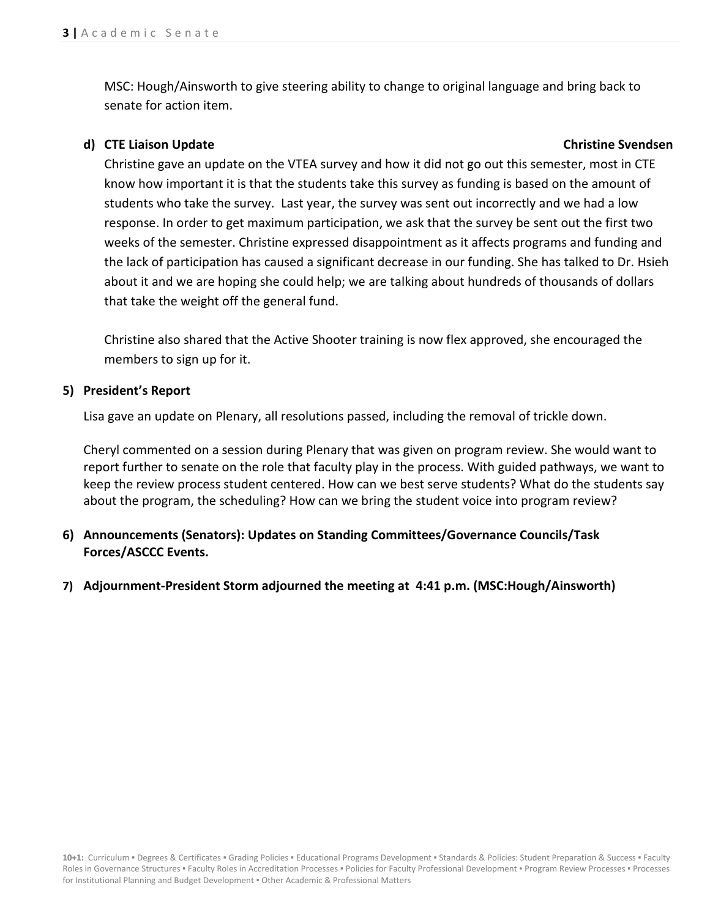MSC: Hough/Ainsworth to give steering ability to change to original language and bring back to senate for action item.

**d) CTE Liaison Update** **Christine Svendsen**

Christine gave an update on the VTEA survey and how it did not go out this semester, most in CTE know how important it is that the students take this survey as funding is based on the amount of students who take the survey. Last year, the survey was sent out incorrectly and we had a low response. In order to get maximum participation, we ask that the survey be sent out the first two weeks of the semester. Christine expressed disappointment as it affects programs and funding and the lack of participation has caused a significant decrease in our funding. She has talked to Dr. Hsieh about it and we are hoping she could help; we are talking about hundreds of thousands of dollars that take the weight off the general fund.

Christine also shared that the Active Shooter training is now flex approved, she encouraged the members to sign up for it.

**5) President's Report**

Lisa gave an update on Plenary, all resolutions passed, including the removal of trickle down.

Cheryl commented on a session during Plenary that was given on program review. She would want to report further to senate on the role that faculty play in the process. With guided pathways, we want to keep the review process student centered. How can we best serve students? What do the students say about the program, the scheduling? How can we bring the student voice into program review?

**6) Announcements (Senators): Updates on Standing Committees/Governance Councils/Task Forces/ASCCC Events.**

**7) Adjournment-President Storm adjourned the meeting at 4:41 p.m. (MSC:Hough/Ainsworth)**

**10+1:** Curriculum ▪ Degrees & Certificates ▪ Grading Policies ▪ Educational Programs Development ▪ Standards & Policies: Student Preparation & Success ▪ Faculty Roles in Governance Structures ▪ Faculty Roles in Accreditation Processes ▪ Policies for Faculty Professional Development ▪ Program Review Processes ▪ Processes for Institutional Planning and Budget Development ▪ Other Academic & Professional Matters